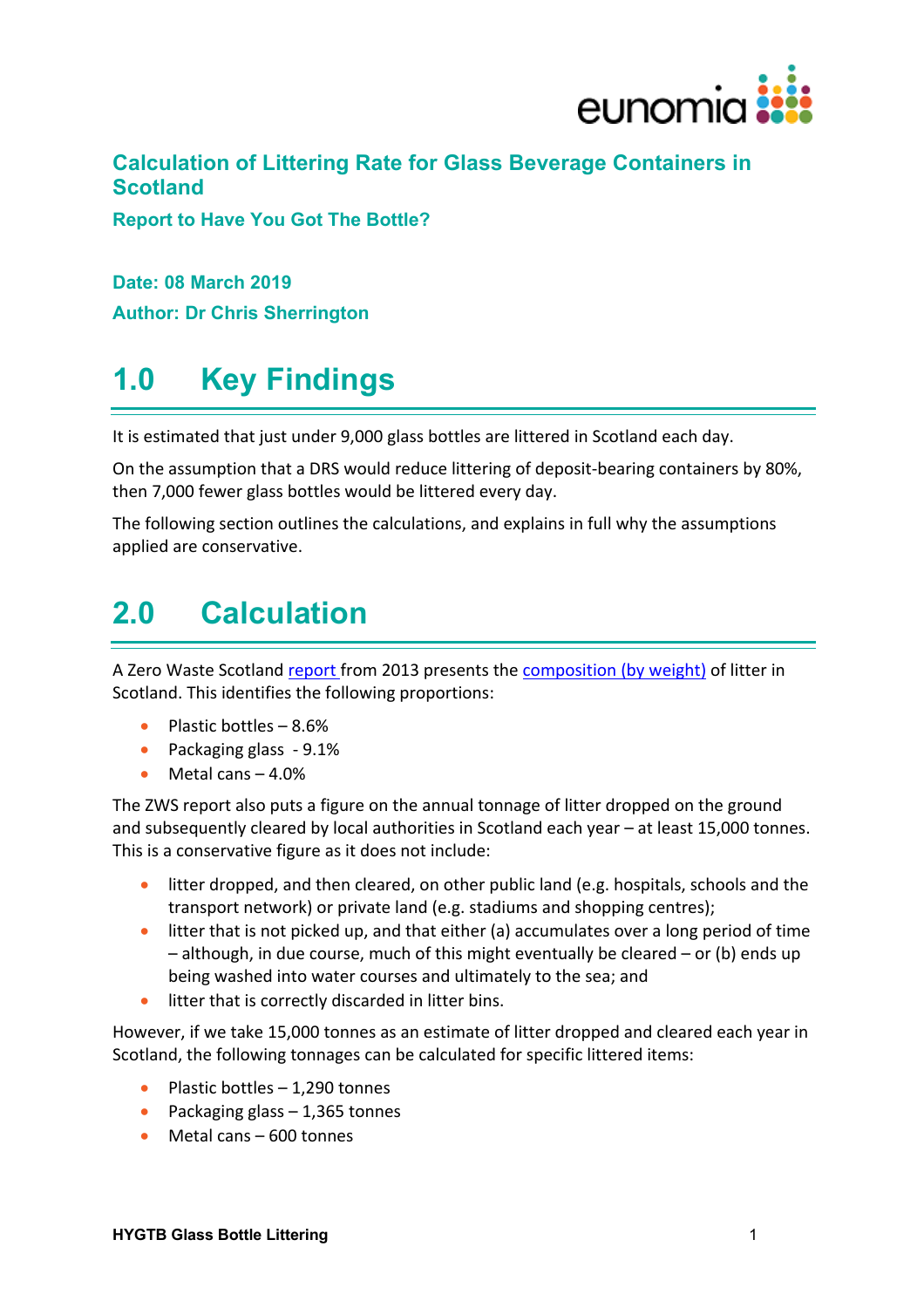# Calculation of Littering Rate for Glass Beverage Containers in Scotland

## Report to Have You Got The Bottle?

**Date: 08 March 2019**

**Author: Dr Chris Sherrington**

# 1.0 Key Findings

It is estimated that just under 9,000 glass bottles are littered in Scotland each day.

On the assumption that a DRS would reduce littering of deposit-bearing containers by 80%, then 7,000 fewer glass bottles would be littered every day.

The following section outlines the calculations, and explains in full why the assumptions applied are conservative.

# 2.0 Calculation

A Zero Waste Scotland report from 2013 presents the composition (by weight) of litter in Scotland. This identifies the following proportions:

- Plastic bottles – 8.6%
- Packaging glass - 9.1%
- Metal cans – 4.0%

The ZWS report also puts a figure on the annual tonnage of litter dropped on the ground and subsequently cleared by local authorities in Scotland each year – at least 15,000 tonnes. This is a conservative figure as it does not include:

- litter dropped, and then cleared, on other public land (e.g. hospitals, schools and the transport network) or private land (e.g. stadiums and shopping centres);
- litter that is not picked up, and that either (a) accumulates over a long period of time – although, in due course, much of this might eventually be cleared – or (b) ends up being washed into water courses and ultimately to the sea; and
- litter that is correctly discarded in litter bins.

However, if we take 15,000 tonnes as an estimate of litter dropped and cleared each year in Scotland, the following tonnages can be calculated for specific littered items:

- Plastic bottles – 1,290 tonnes
- Packaging glass – 1,365 tonnes
- Metal cans – 600 tonnes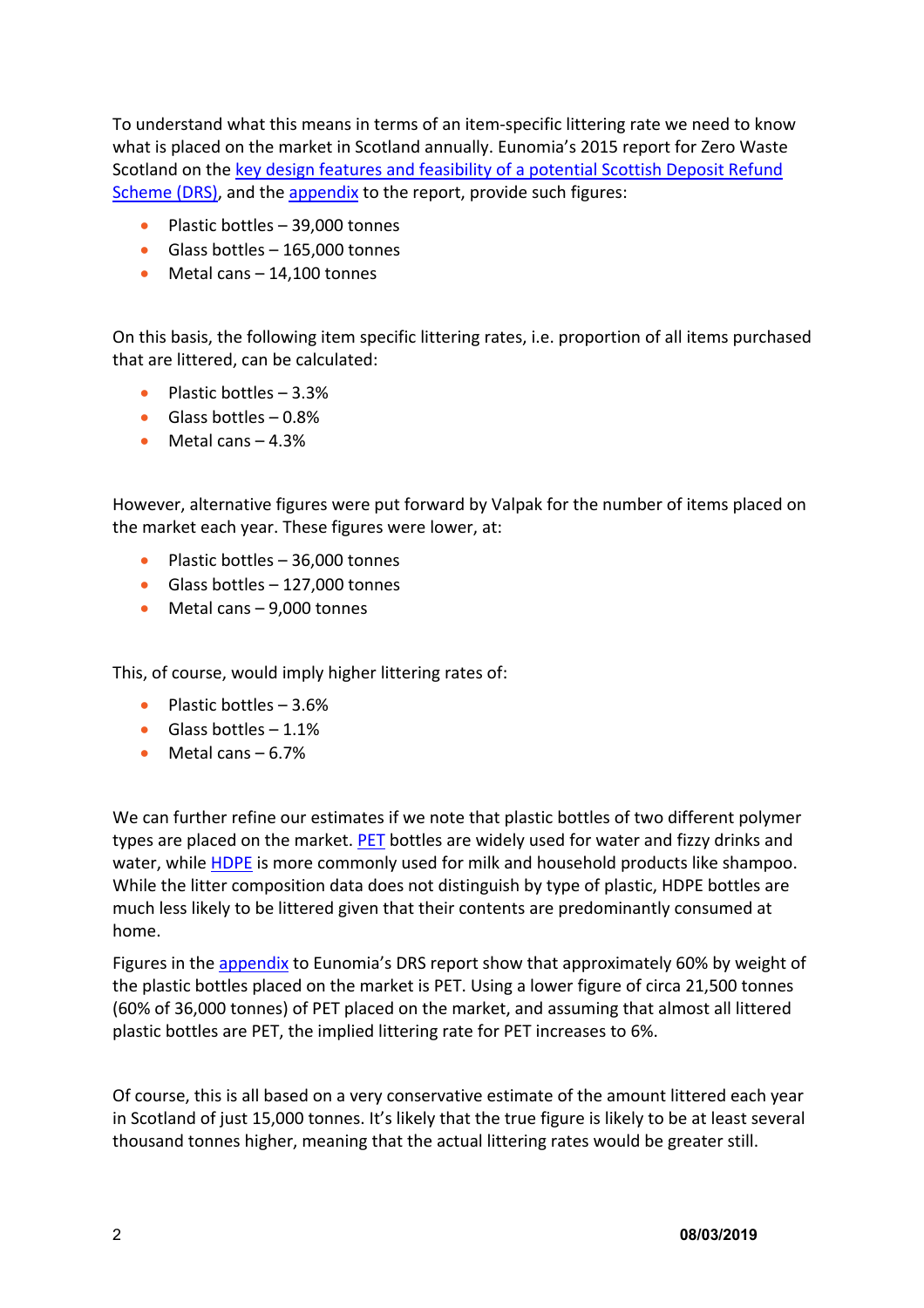To understand what this means in terms of an item-specific littering rate we need to know what is placed on the market in Scotland annually. Eunomia's 2015 report for Zero Waste Scotland on the [key design features and feasibility of a potential Scottish Deposit Refund Scheme (DRS)](), and the [appendix]() to the report, provide such figures:

- Plastic bottles – 39,000 tonnes
- Glass bottles – 165,000 tonnes
- Metal cans – 14,100 tonnes

On this basis, the following item specific littering rates, i.e. proportion of all items purchased that are littered, can be calculated:

- Plastic bottles – 3.3%
- Glass bottles – 0.8%
- Metal cans – 4.3%

However, alternative figures were put forward by Valpak for the number of items placed on the market each year. These figures were lower, at:

- Plastic bottles – 36,000 tonnes
- Glass bottles – 127,000 tonnes
- Metal cans – 9,000 tonnes

This, of course, would imply higher littering rates of:

- Plastic bottles – 3.6%
- Glass bottles – 1.1%
- Metal cans – 6.7%

We can further refine our estimates if we note that plastic bottles of two different polymer types are placed on the market. [PET]() bottles are widely used for water and fizzy drinks and water, while [HDPE]() is more commonly used for milk and household products like shampoo. While the litter composition data does not distinguish by type of plastic, HDPE bottles are much less likely to be littered given that their contents are predominantly consumed at home.

Figures in the [appendix]() to Eunomia's DRS report show that approximately 60% by weight of the plastic bottles placed on the market is PET. Using a lower figure of circa 21,500 tonnes (60% of 36,000 tonnes) of PET placed on the market, and assuming that almost all littered plastic bottles are PET, the implied littering rate for PET increases to 6%.

Of course, this is all based on a very conservative estimate of the amount littered each year in Scotland of just 15,000 tonnes. It's likely that the true figure is likely to be at least several thousand tonnes higher, meaning that the actual littering rates would be greater still.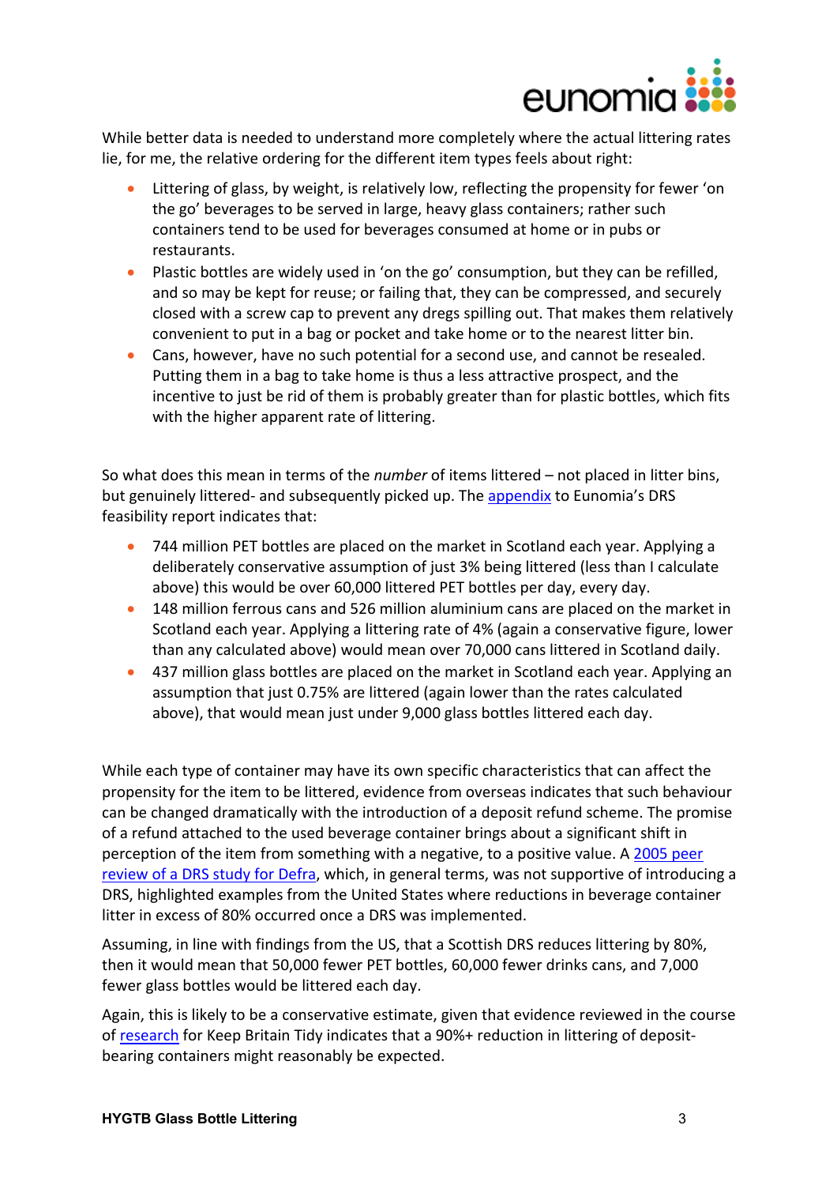While better data is needed to understand more completely where the actual littering rates lie, for me, the relative ordering for the different item types feels about right:

- Littering of glass, by weight, is relatively low, reflecting the propensity for fewer 'on the go' beverages to be served in large, heavy glass containers; rather such containers tend to be used for beverages consumed at home or in pubs or restaurants.
- Plastic bottles are widely used in 'on the go' consumption, but they can be refilled, and so may be kept for reuse; or failing that, they can be compressed, and securely closed with a screw cap to prevent any dregs spilling out. That makes them relatively convenient to put in a bag or pocket and take home or to the nearest litter bin.
- Cans, however, have no such potential for a second use, and cannot be resealed. Putting them in a bag to take home is thus a less attractive prospect, and the incentive to just be rid of them is probably greater than for plastic bottles, which fits with the higher apparent rate of littering.

So what does this mean in terms of the *number* of items littered – not placed in litter bins, but genuinely littered- and subsequently picked up. The appendix to Eunomia's DRS feasibility report indicates that:

- 744 million PET bottles are placed on the market in Scotland each year. Applying a deliberately conservative assumption of just 3% being littered (less than I calculate above) this would be over 60,000 littered PET bottles per day, every day.
- 148 million ferrous cans and 526 million aluminium cans are placed on the market in Scotland each year. Applying a littering rate of 4% (again a conservative figure, lower than any calculated above) would mean over 70,000 cans littered in Scotland daily.
- 437 million glass bottles are placed on the market in Scotland each year. Applying an assumption that just 0.75% are littered (again lower than the rates calculated above), that would mean just under 9,000 glass bottles littered each day.

While each type of container may have its own specific characteristics that can affect the propensity for the item to be littered, evidence from overseas indicates that such behaviour can be changed dramatically with the introduction of a deposit refund scheme. The promise of a refund attached to the used beverage container brings about a significant shift in perception of the item from something with a negative, to a positive value. A 2005 peer review of a DRS study for Defra, which, in general terms, was not supportive of introducing a DRS, highlighted examples from the United States where reductions in beverage container litter in excess of 80% occurred once a DRS was implemented.

Assuming, in line with findings from the US, that a Scottish DRS reduces littering by 80%, then it would mean that 50,000 fewer PET bottles, 60,000 fewer drinks cans, and 7,000 fewer glass bottles would be littered each day.

Again, this is likely to be a conservative estimate, given that evidence reviewed in the course of research for Keep Britain Tidy indicates that a 90%+ reduction in littering of deposit-bearing containers might reasonably be expected.